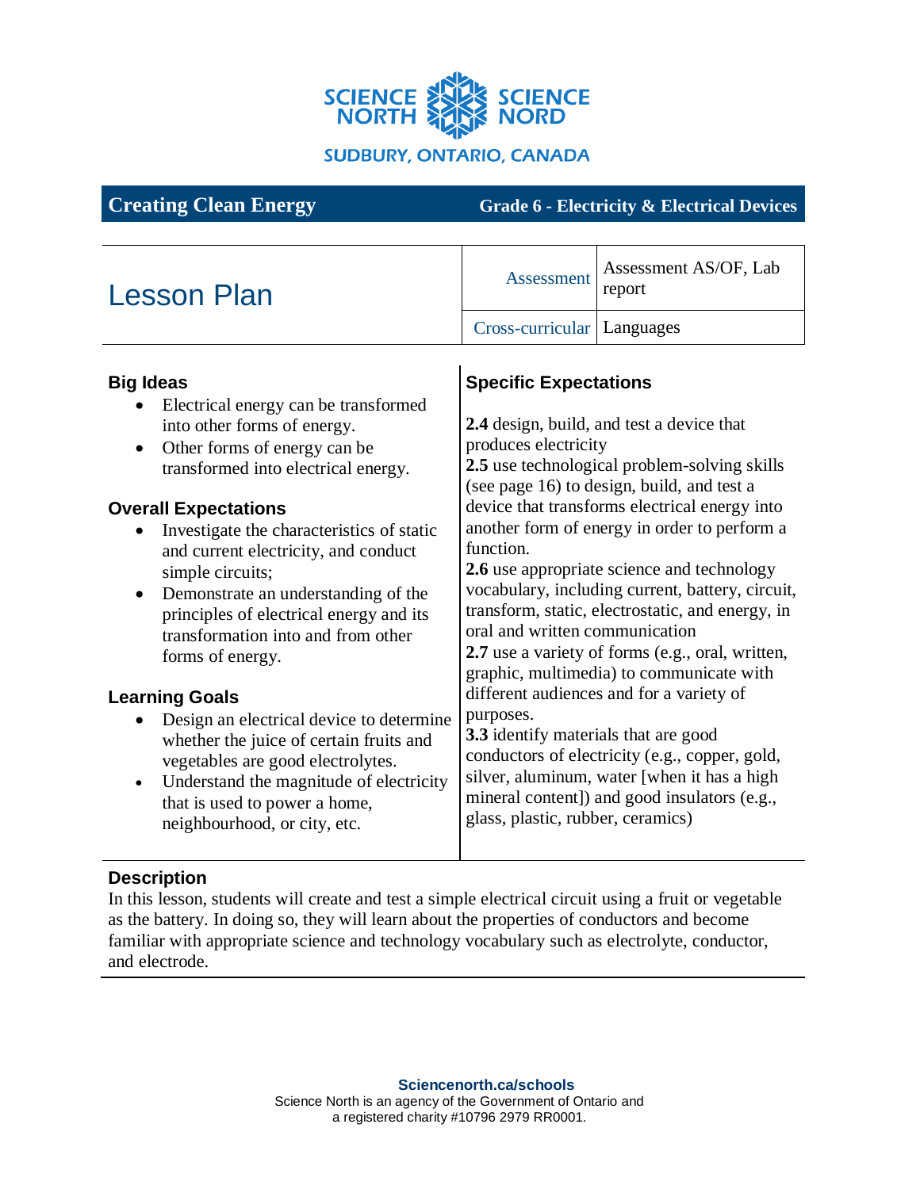SCIENCE NORTH SCIENCE NORD

SUDBURY, ONTARIO, CANADA

# Creating Clean Energy

**Grade 6 - Electricity & Electrical Devices**

## Lesson Plan

| | |
|---|---|
| Assessment | Assessment AS/OF, Lab report |
| Cross-curricular | Languages |

### Big Ideas

- Electrical energy can be transformed into other forms of energy.
- Other forms of energy can be transformed into electrical energy.

### Overall Expectations

- Investigate the characteristics of static and current electricity, and conduct simple circuits;
- Demonstrate an understanding of the principles of electrical energy and its transformation into and from other forms of energy.

### Learning Goals

- Design an electrical device to determine whether the juice of certain fruits and vegetables are good electrolytes.
- Understand the magnitude of electricity that is used to power a home, neighbourhood, or city, etc.

### Specific Expectations

**2.4** design, build, and test a device that produces electricity
**2.5** use technological problem-solving skills (see page 16) to design, build, and test a device that transforms electrical energy into another form of energy in order to perform a function.
**2.6** use appropriate science and technology vocabulary, including current, battery, circuit, transform, static, electrostatic, and energy, in oral and written communication
**2.7** use a variety of forms (e.g., oral, written, graphic, multimedia) to communicate with different audiences and for a variety of purposes.
**3.3** identify materials that are good conductors of electricity (e.g., copper, gold, silver, aluminum, water [when it has a high mineral content]) and good insulators (e.g., glass, plastic, rubber, ceramics)

### Description

In this lesson, students will create and test a simple electrical circuit using a fruit or vegetable as the battery. In doing so, they will learn about the properties of conductors and become familiar with appropriate science and technology vocabulary such as electrolyte, conductor, and electrode.

**Sciencenorth.ca/schools**
Science North is an agency of the Government of Ontario and a registered charity #10796 2979 RR0001.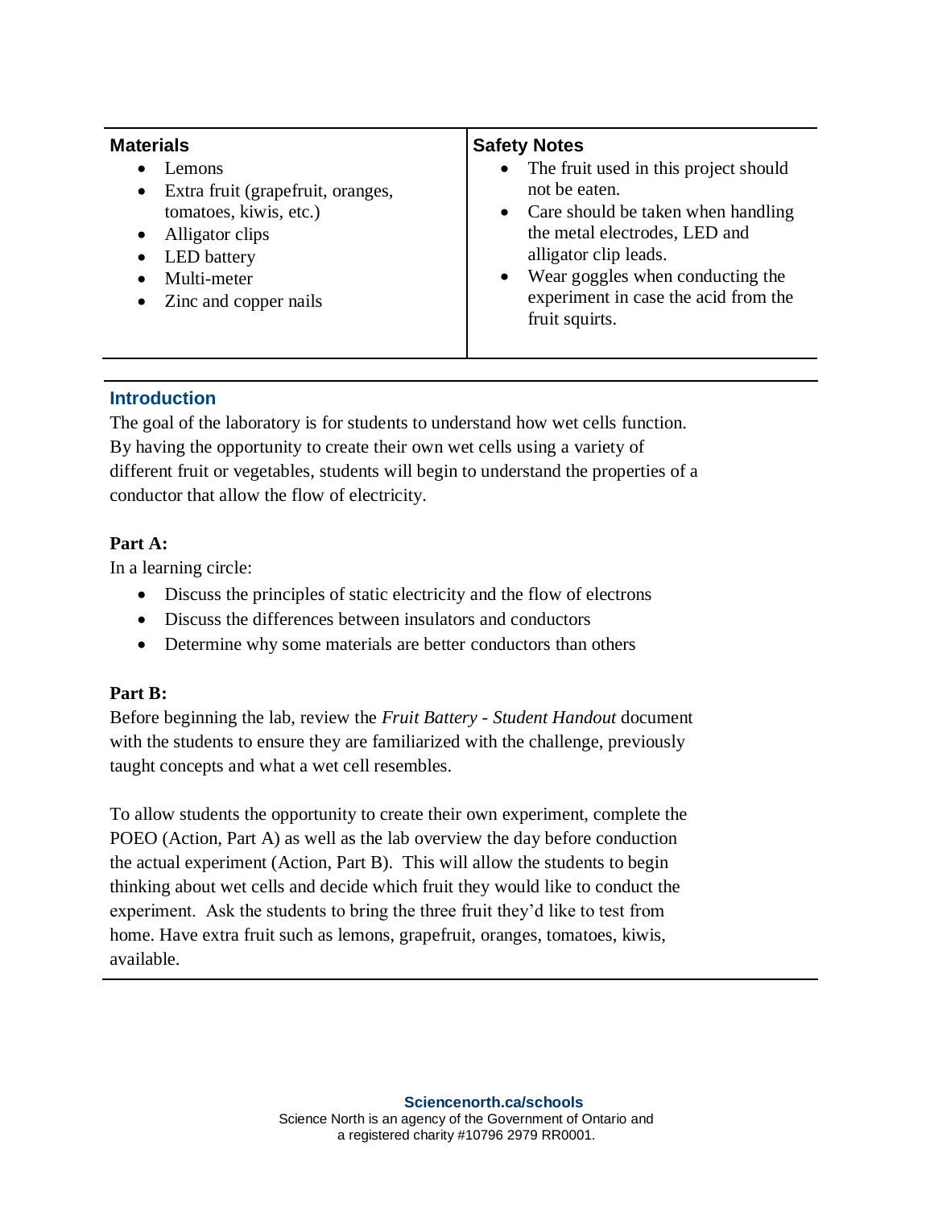| **Materials** | **Safety Notes** |
| --- | --- |
| <ul><li>Lemons</li><li>Extra fruit (grapefruit, oranges, tomatoes, kiwis, etc.)</li><li>Alligator clips</li><li>LED battery</li><li>Multi-meter</li><li>Zinc and copper nails</li></ul> | <ul><li>The fruit used in this project should not be eaten.</li><li>Care should be taken when handling the metal electrodes, LED and alligator clip leads.</li><li>Wear goggles when conducting the experiment in case the acid from the fruit squirts.</li></ul> |

## Introduction

The goal of the laboratory is for students to understand how wet cells function. By having the opportunity to create their own wet cells using a variety of different fruit or vegetables, students will begin to understand the properties of a conductor that allow the flow of electricity.

**Part A:**

In a learning circle:

- Discuss the principles of static electricity and the flow of electrons
- Discuss the differences between insulators and conductors
- Determine why some materials are better conductors than others

**Part B:**

Before beginning the lab, review the *Fruit Battery - Student Handout* document with the students to ensure they are familiarized with the challenge, previously taught concepts and what a wet cell resembles.

To allow students the opportunity to create their own experiment, complete the POEO (Action, Part A) as well as the lab overview the day before conduction the actual experiment (Action, Part B). This will allow the students to begin thinking about wet cells and decide which fruit they would like to conduct the experiment. Ask the students to bring the three fruit they'd like to test from home. Have extra fruit such as lemons, grapefruit, oranges, tomatoes, kiwis, available.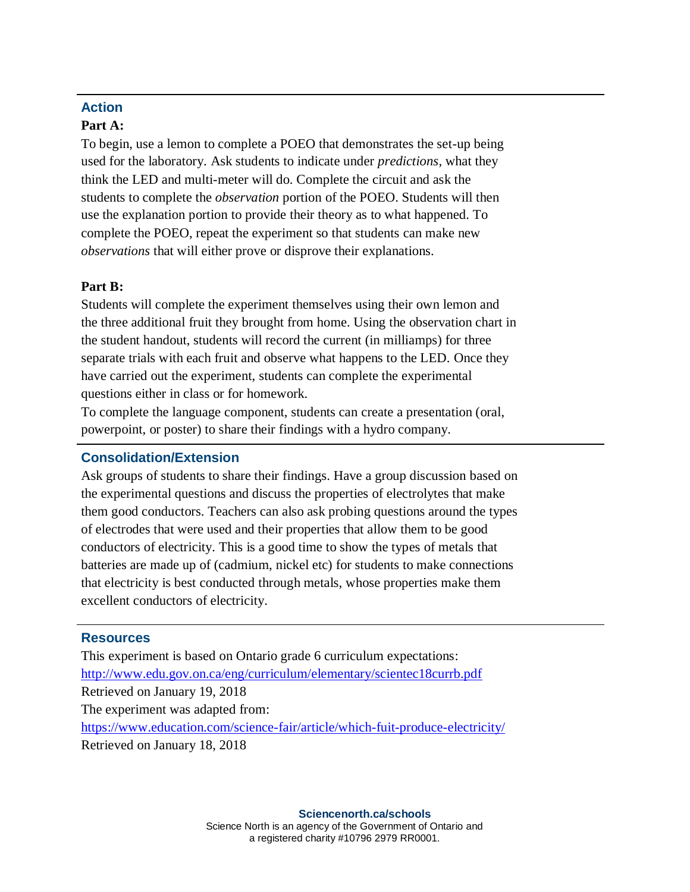## Action

**Part A:**

To begin, use a lemon to complete a POEO that demonstrates the set-up being used for the laboratory. Ask students to indicate under *predictions*, what they think the LED and multi-meter will do. Complete the circuit and ask the students to complete the *observation* portion of the POEO. Students will then use the explanation portion to provide their theory as to what happened. To complete the POEO, repeat the experiment so that students can make new *observations* that will either prove or disprove their explanations.

**Part B:**

Students will complete the experiment themselves using their own lemon and the three additional fruit they brought from home. Using the observation chart in the student handout, students will record the current (in milliamps) for three separate trials with each fruit and observe what happens to the LED. Once they have carried out the experiment, students can complete the experimental questions either in class or for homework.
To complete the language component, students can create a presentation (oral, powerpoint, or poster) to share their findings with a hydro company.

## Consolidation/Extension

Ask groups of students to share their findings. Have a group discussion based on the experimental questions and discuss the properties of electrolytes that make them good conductors. Teachers can also ask probing questions around the types of electrodes that were used and their properties that allow them to be good conductors of electricity. This is a good time to show the types of metals that batteries are made up of (cadmium, nickel etc) for students to make connections that electricity is best conducted through metals, whose properties make them excellent conductors of electricity.

## Resources

This experiment is based on Ontario grade 6 curriculum expectations:
[http://www.edu.gov.on.ca/eng/curriculum/elementary/scientec18currb.pdf](http://www.edu.gov.on.ca/eng/curriculum/elementary/scientec18currb.pdf)
Retrieved on January 19, 2018
The experiment was adapted from:
[https://www.education.com/science-fair/article/which-fuit-produce-electricity/](https://www.education.com/science-fair/article/which-fuit-produce-electricity/)
Retrieved on January 18, 2018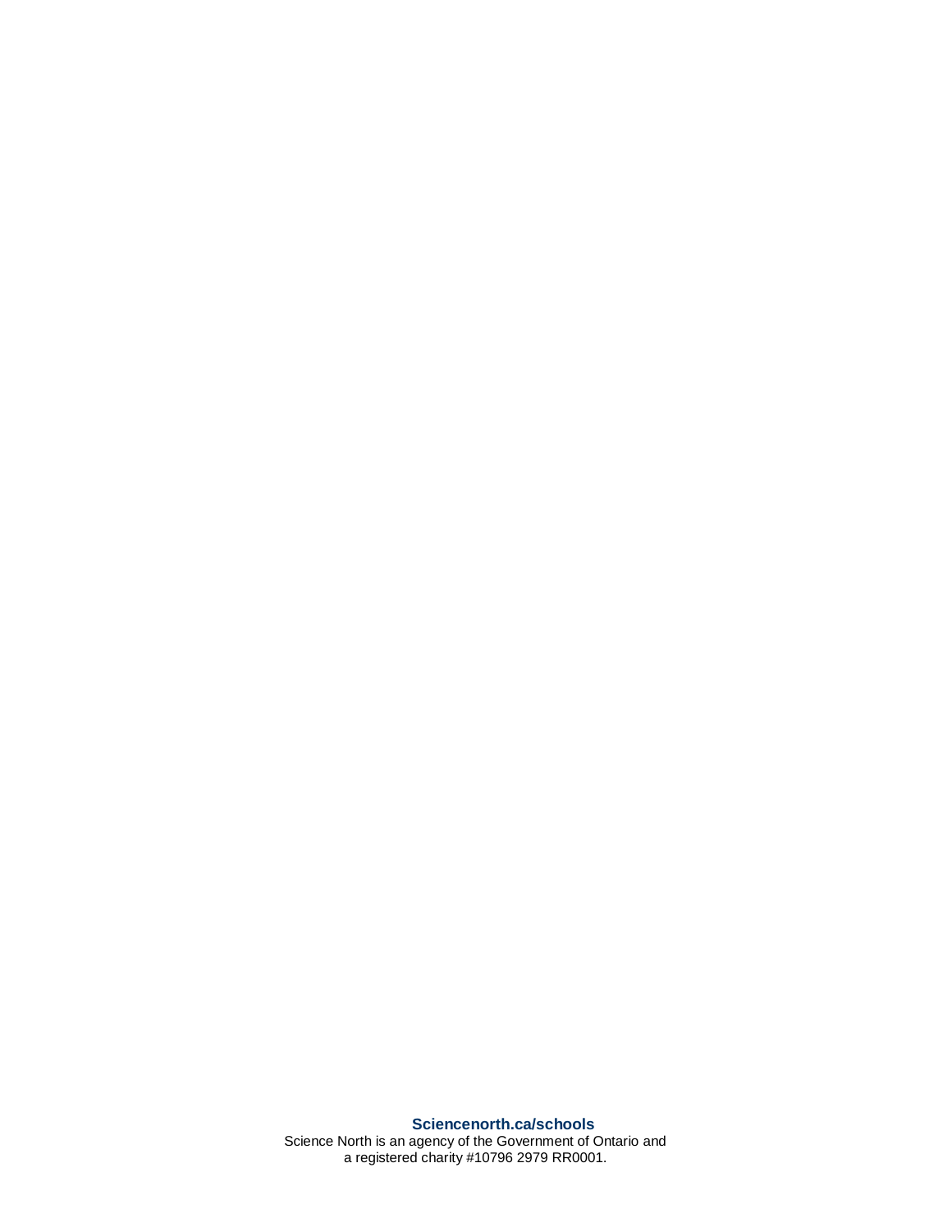**Sciencenorth.ca/schools**

Science North is an agency of the Government of Ontario and a registered charity #10796 2979 RR0001.